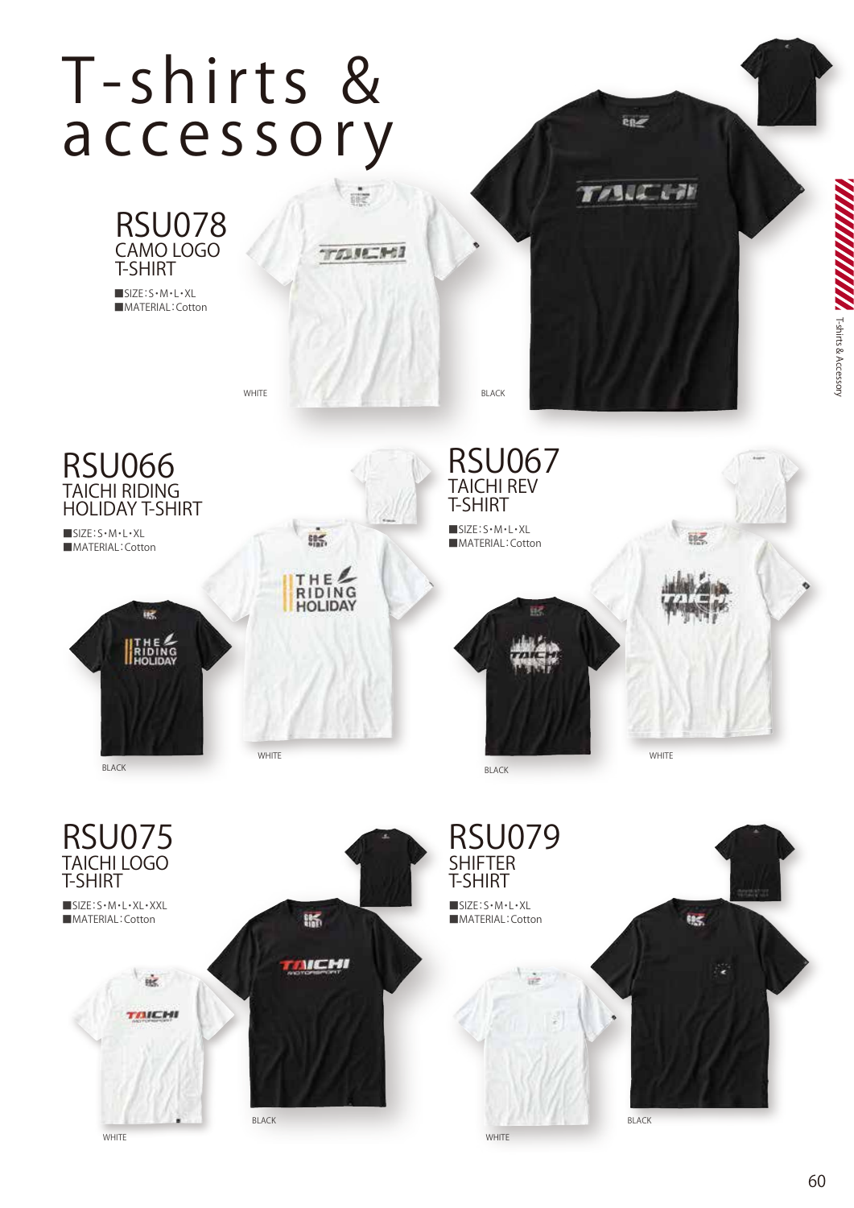# T-shirts & accessory

## RSU078
### CAMO LOGO T-SHIRT

■SIZE：S・M・L・XL
■MATERIAL：Cotton

WHITE

BLACK

## RSU066
### TAICHI RIDING HOLIDAY T-SHIRT

■SIZE：S・M・L・XL
■MATERIAL：Cotton

BLACK

WHITE

## RSU067
### TAICHI REV T-SHIRT

■SIZE：S・M・L・XL
■MATERIAL：Cotton

BLACK

WHITE

## RSU075
### TAICHI LOGO T-SHIRT

■SIZE：S・M・L・XL・XXL
■MATERIAL：Cotton

WHITE

BLACK

## RSU079
### SHIFTER T-SHIRT

■SIZE：S・M・L・XL
■MATERIAL：Cotton

WHITE

BLACK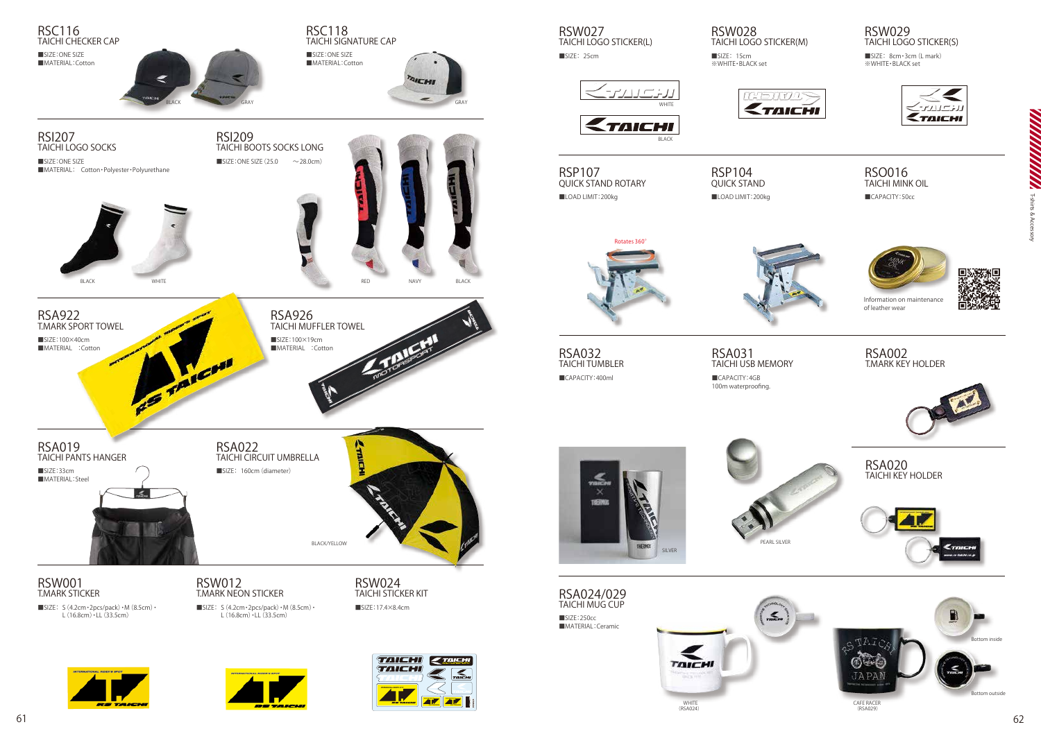## RSC116
TAICHI CHECKER CAP

■SIZE：ONE SIZE
■MATERIAL：Cotton

BLACK GRAY

## RSC118
TAICHI SIGNATURE CAP

■SIZE：ONE SIZE
■MATERIAL：Cotton

GRAY

## RSI207
TAICHI LOGO SOCKS

■SIZE：ONE SIZE
■MATERIAL： Cotton・Polyester・Polyurethane

BLACK WHITE

## RSI209
TAICHI BOOTS SOCKS LONG

■SIZE：ONE SIZE（25.0 ～28.0cm）

RED NAVY BLACK

## RSA922
T.MARK SPORT TOWEL

■SIZE：100×40cm
■MATERIAL ：Cotton

## RSA926
TAICHI MUFFLER TOWEL

■SIZE：100×19cm
■MATERIAL ：Cotton

## RSA019
TAICHI PANTS HANGER

■SIZE：33cm
■MATERIAL：Steel

## RSA022
TAICHI CIRCUIT UMBRELLA

■SIZE： 160cm (diameter)

BLACK/YELLOW

## RSW001
T.MARK STICKER

■SIZE： S (4.2cm・2pcs/pack)・M (8.5cm)・L (16.8cm)・LL (33.5cm)

## RSW012
T.MARK NEON STICKER

■SIZE： S (4.2cm・2pcs/pack)・M (8.5cm)・L (16.8cm)・LL (33.5cm)

## RSW024
TAICHI STICKER KIT

■SIZE：17.4×8.4cm

## RSW027
TAICHI LOGO STICKER(L)

■SIZE： 25cm

WHITE BLACK

## RSW028
TAICHI LOGO STICKER(M)

■SIZE： 15cm
※WHITE・BLACK set

## RSW029
TAICHI LOGO STICKER(S)

■SIZE： 8cm・3cm (L mark)
※WHITE・BLACK set

## RSP107
QUICK STAND ROTARY

■LOAD LIMIT：200kg

Rotates 360°

## RSP104
QUICK STAND

■LOAD LIMIT：200kg

## RSO016
TAICHI MINK OIL

■CAPACITY：50cc

Information on maintenance of leather wear

## RSA032
TAICHI TUMBLER

■CAPACITY：400ml

SILVER

## RSA031
TAICHI USB MEMORY

■CAPACITY：4GB
100m waterproofing.

PEARL SILVER

## RSA002
T.MARK KEY HOLDER

## RSA020
TAICHI KEY HOLDER

## RSA024/029
TAICHI MUG CUP

■SIZE：250cc
■MATERIAL：Ceramic

WHITE (RSA024)

CAFE RACER (RSA029)

Bottom inside

Bottom outside

T-shirts & Accessory